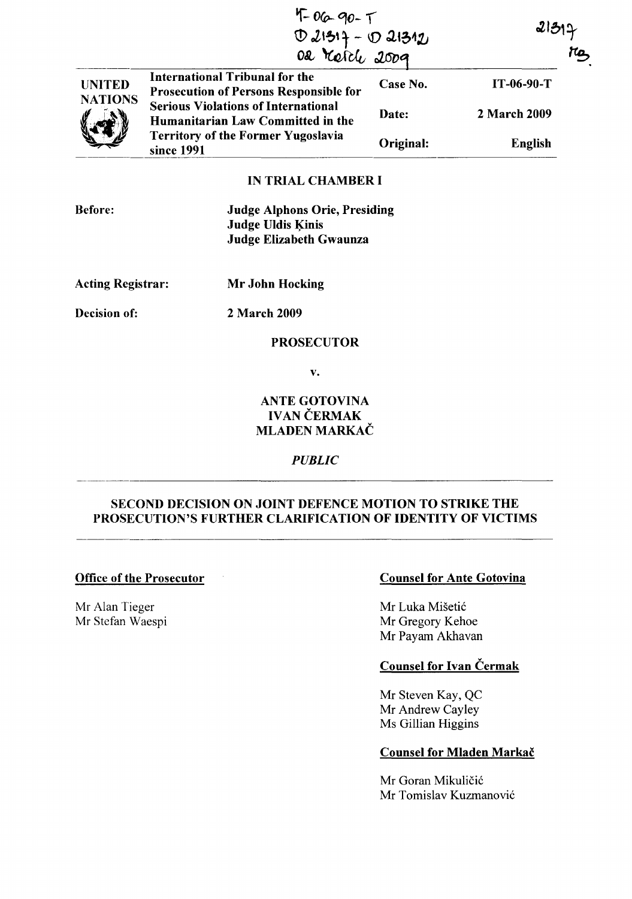IT-06-90-T
D 21317 - D 21312
02 March 2009

21317
TB

| UNITED NATIONS | International Tribunal for the Prosecution of Persons Responsible for Serious Violations of International Humanitarian Law Committed in the Territory of the Former Yugoslavia since 1991 | Case No. | IT-06-90-T |
|---|---|---|---|
| | | Date: | 2 March 2009 |
| | | Original: | English |

## IN TRIAL CHAMBER I

**Before:** **Judge Alphons Orie, Presiding**
**Judge Uldis Ķinis**
**Judge Elizabeth Gwaunza**

**Acting Registrar:** **Mr John Hocking**

**Decision of:** **2 March 2009**

**PROSECUTOR**

**v.**

**ANTE GOTOVINA**
**IVAN ČERMAK**
**MLADEN MARKAČ**

***PUBLIC***

## SECOND DECISION ON JOINT DEFENCE MOTION TO STRIKE THE PROSECUTION'S FURTHER CLARIFICATION OF IDENTITY OF VICTIMS

**Office of the Prosecutor**

Mr Alan Tieger
Mr Stefan Waespi

**Counsel for Ante Gotovina**

Mr Luka Mišetić
Mr Gregory Kehoe
Mr Payam Akhavan

**Counsel for Ivan Čermak**

Mr Steven Kay, QC
Mr Andrew Cayley
Ms Gillian Higgins

**Counsel for Mladen Markač**

Mr Goran Mikuličić
Mr Tomislav Kuzmanović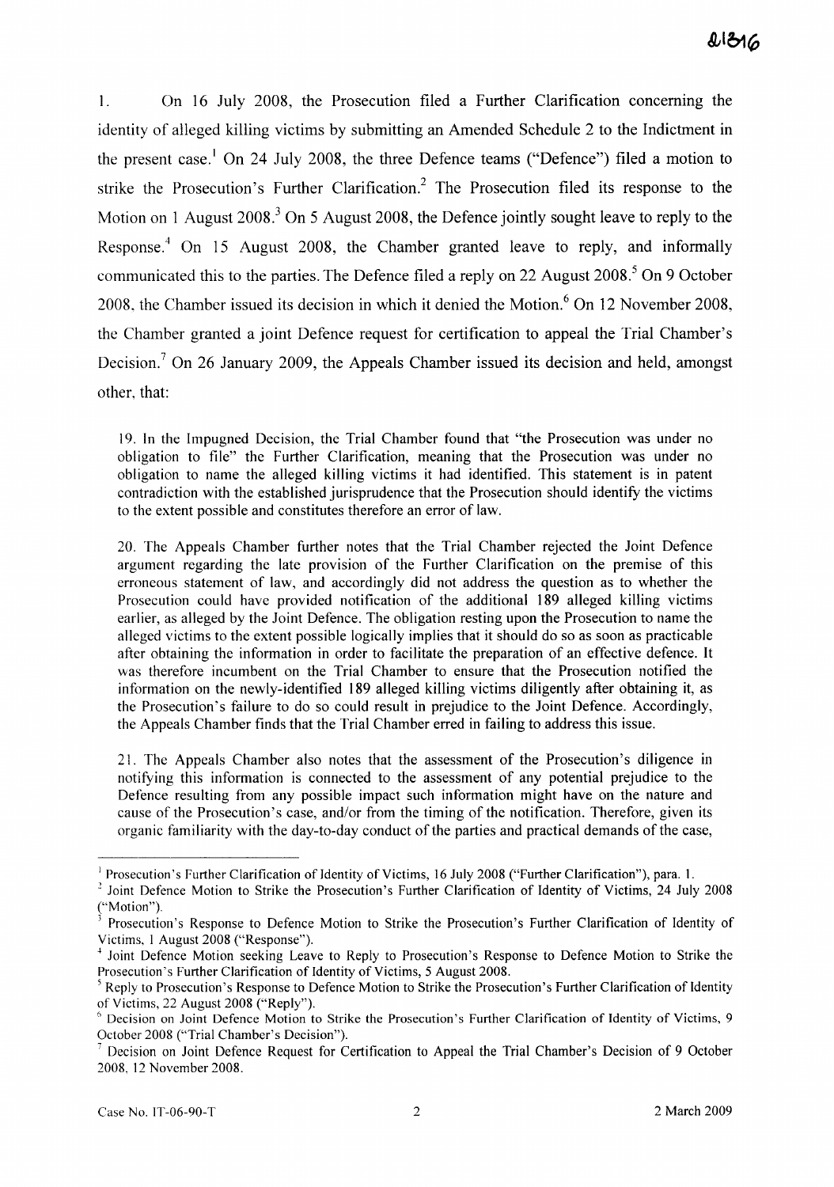1. On 16 July 2008, the Prosecution filed a Further Clarification concerning the identity of alleged killing victims by submitting an Amended Schedule 2 to the Indictment in the present case.[1] On 24 July 2008, the three Defence teams ("Defence") filed a motion to strike the Prosecution's Further Clarification.[2] The Prosecution filed its response to the Motion on 1 August 2008.[3] On 5 August 2008, the Defence jointly sought leave to reply to the Response.[4] On 15 August 2008, the Chamber granted leave to reply, and informally communicated this to the parties. The Defence filed a reply on 22 August 2008.[5] On 9 October 2008, the Chamber issued its decision in which it denied the Motion.[6] On 12 November 2008, the Chamber granted a joint Defence request for certification to appeal the Trial Chamber's Decision.[7] On 26 January 2009, the Appeals Chamber issued its decision and held, amongst other, that:

> 19. In the Impugned Decision, the Trial Chamber found that "the Prosecution was under no obligation to file" the Further Clarification, meaning that the Prosecution was under no obligation to name the alleged killing victims it had identified. This statement is in patent contradiction with the established jurisprudence that the Prosecution should identify the victims to the extent possible and constitutes therefore an error of law.
>
> 20. The Appeals Chamber further notes that the Trial Chamber rejected the Joint Defence argument regarding the late provision of the Further Clarification on the premise of this erroneous statement of law, and accordingly did not address the question as to whether the Prosecution could have provided notification of the additional 189 alleged killing victims earlier, as alleged by the Joint Defence. The obligation resting upon the Prosecution to name the alleged victims to the extent possible logically implies that it should do so as soon as practicable after obtaining the information in order to facilitate the preparation of an effective defence. It was therefore incumbent on the Trial Chamber to ensure that the Prosecution notified the information on the newly-identified 189 alleged killing victims diligently after obtaining it, as the Prosecution's failure to do so could result in prejudice to the Joint Defence. Accordingly, the Appeals Chamber finds that the Trial Chamber erred in failing to address this issue.
>
> 21. The Appeals Chamber also notes that the assessment of the Prosecution's diligence in notifying this information is connected to the assessment of any potential prejudice to the Defence resulting from any possible impact such information might have on the nature and cause of the Prosecution's case, and/or from the timing of the notification. Therefore, given its organic familiarity with the day-to-day conduct of the parties and practical demands of the case,

---

[1] Prosecution's Further Clarification of Identity of Victims, 16 July 2008 ("Further Clarification"), para. 1.

[2] Joint Defence Motion to Strike the Prosecution's Further Clarification of Identity of Victims, 24 July 2008 ("Motion").

[3] Prosecution's Response to Defence Motion to Strike the Prosecution's Further Clarification of Identity of Victims, 1 August 2008 ("Response").

[4] Joint Defence Motion seeking Leave to Reply to Prosecution's Response to Defence Motion to Strike the Prosecution's Further Clarification of Identity of Victims, 5 August 2008.

[5] Reply to Prosecution's Response to Defence Motion to Strike the Prosecution's Further Clarification of Identity of Victims, 22 August 2008 ("Reply").

[6] Decision on Joint Defence Motion to Strike the Prosecution's Further Clarification of Identity of Victims, 9 October 2008 ("Trial Chamber's Decision").

[7] Decision on Joint Defence Request for Certification to Appeal the Trial Chamber's Decision of 9 October 2008, 12 November 2008.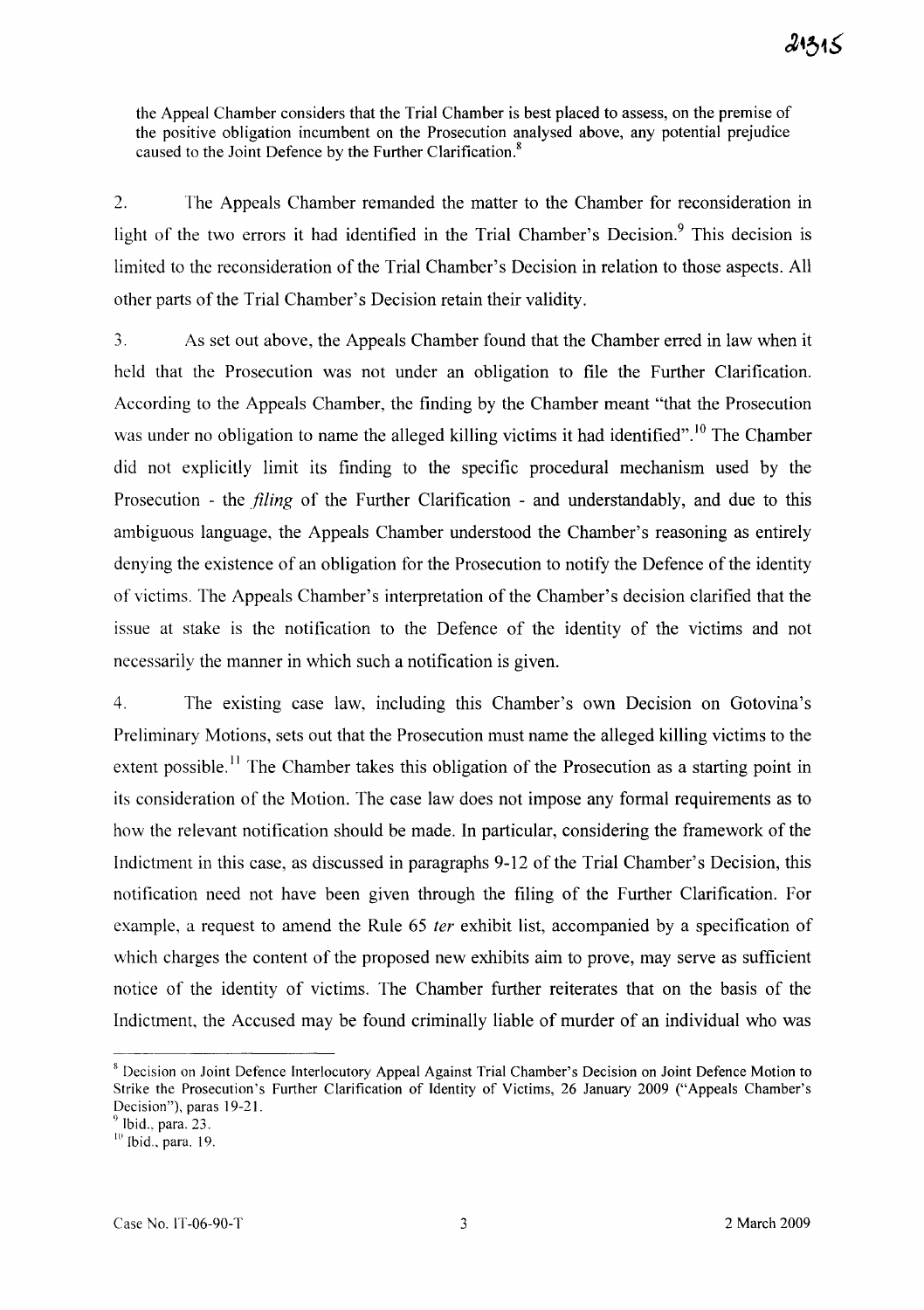the Appeal Chamber considers that the Trial Chamber is best placed to assess, on the premise of the positive obligation incumbent on the Prosecution analysed above, any potential prejudice caused to the Joint Defence by the Further Clarification.[8]

2. The Appeals Chamber remanded the matter to the Chamber for reconsideration in light of the two errors it had identified in the Trial Chamber's Decision.[9] This decision is limited to the reconsideration of the Trial Chamber's Decision in relation to those aspects. All other parts of the Trial Chamber's Decision retain their validity.

3. As set out above, the Appeals Chamber found that the Chamber erred in law when it held that the Prosecution was not under an obligation to file the Further Clarification. According to the Appeals Chamber, the finding by the Chamber meant "that the Prosecution was under no obligation to name the alleged killing victims it had identified".[10] The Chamber did not explicitly limit its finding to the specific procedural mechanism used by the Prosecution - the *filing* of the Further Clarification - and understandably, and due to this ambiguous language, the Appeals Chamber understood the Chamber's reasoning as entirely denying the existence of an obligation for the Prosecution to notify the Defence of the identity of victims. The Appeals Chamber's interpretation of the Chamber's decision clarified that the issue at stake is the notification to the Defence of the identity of the victims and not necessarily the manner in which such a notification is given.

4. The existing case law, including this Chamber's own Decision on Gotovina's Preliminary Motions, sets out that the Prosecution must name the alleged killing victims to the extent possible.[11] The Chamber takes this obligation of the Prosecution as a starting point in its consideration of the Motion. The case law does not impose any formal requirements as to how the relevant notification should be made. In particular, considering the framework of the Indictment in this case, as discussed in paragraphs 9-12 of the Trial Chamber's Decision, this notification need not have been given through the filing of the Further Clarification. For example, a request to amend the Rule 65 *ter* exhibit list, accompanied by a specification of which charges the content of the proposed new exhibits aim to prove, may serve as sufficient notice of the identity of victims. The Chamber further reiterates that on the basis of the Indictment, the Accused may be found criminally liable of murder of an individual who was

---

[8] Decision on Joint Defence Interlocutory Appeal Against Trial Chamber's Decision on Joint Defence Motion to Strike the Prosecution's Further Clarification of Identity of Victims, 26 January 2009 ("Appeals Chamber's Decision"), paras 19-21.

[9] Ibid., para. 23.

[10] Ibid., para. 19.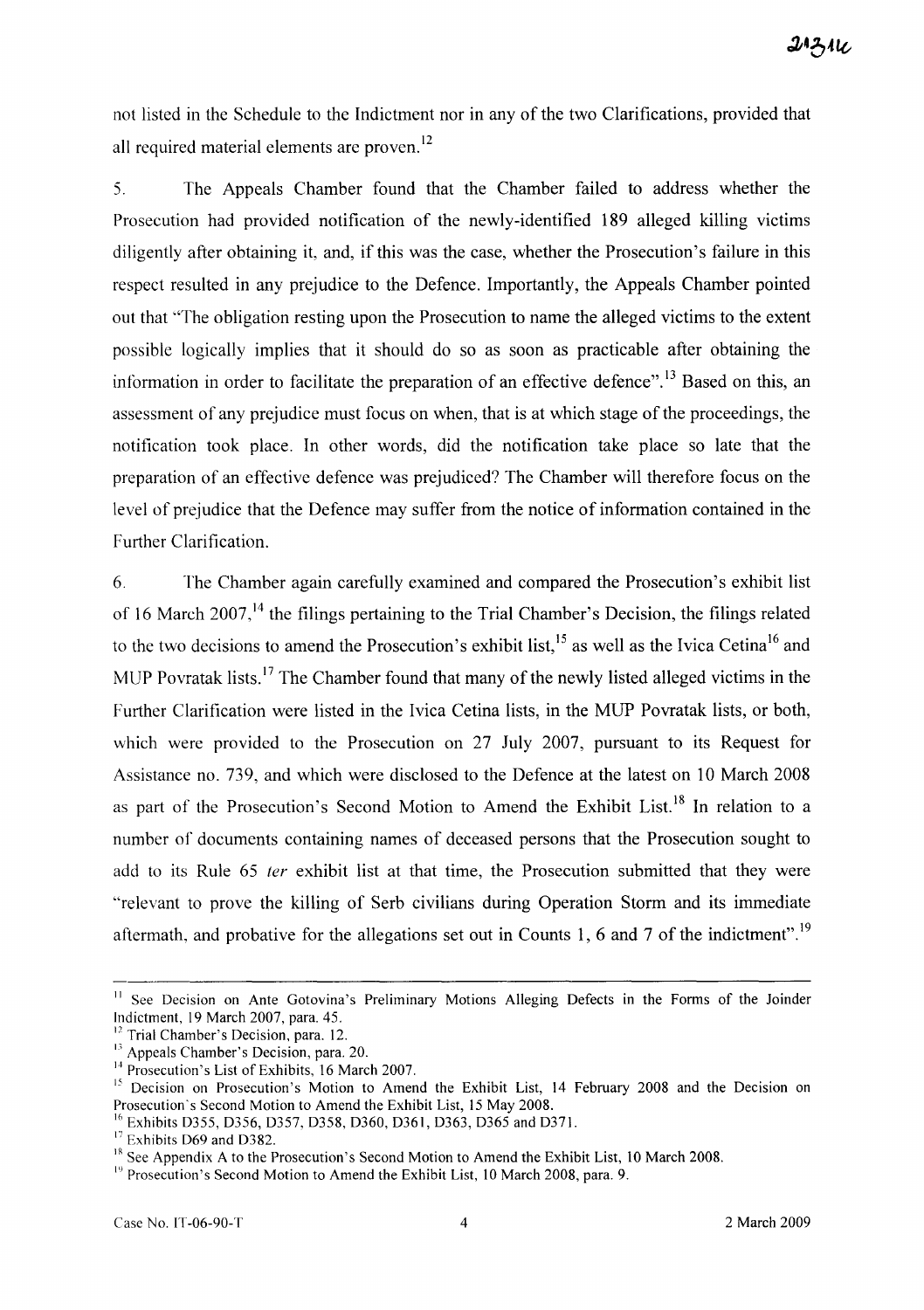not listed in the Schedule to the Indictment nor in any of the two Clarifications, provided that all required material elements are proven.[12]

5. The Appeals Chamber found that the Chamber failed to address whether the Prosecution had provided notification of the newly-identified 189 alleged killing victims diligently after obtaining it, and, if this was the case, whether the Prosecution's failure in this respect resulted in any prejudice to the Defence. Importantly, the Appeals Chamber pointed out that "The obligation resting upon the Prosecution to name the alleged victims to the extent possible logically implies that it should do so as soon as practicable after obtaining the information in order to facilitate the preparation of an effective defence".[13] Based on this, an assessment of any prejudice must focus on when, that is at which stage of the proceedings, the notification took place. In other words, did the notification take place so late that the preparation of an effective defence was prejudiced? The Chamber will therefore focus on the level of prejudice that the Defence may suffer from the notice of information contained in the Further Clarification.

6. The Chamber again carefully examined and compared the Prosecution's exhibit list of 16 March 2007,[14] the filings pertaining to the Trial Chamber's Decision, the filings related to the two decisions to amend the Prosecution's exhibit list,[15] as well as the Ivica Cetina[16] and MUP Povratak lists.[17] The Chamber found that many of the newly listed alleged victims in the Further Clarification were listed in the Ivica Cetina lists, in the MUP Povratak lists, or both, which were provided to the Prosecution on 27 July 2007, pursuant to its Request for Assistance no. 739, and which were disclosed to the Defence at the latest on 10 March 2008 as part of the Prosecution's Second Motion to Amend the Exhibit List.[18] In relation to a number of documents containing names of deceased persons that the Prosecution sought to add to its Rule 65 *ter* exhibit list at that time, the Prosecution submitted that they were "relevant to prove the killing of Serb civilians during Operation Storm and its immediate aftermath, and probative for the allegations set out in Counts 1, 6 and 7 of the indictment".[19]

---

[11] See Decision on Ante Gotovina's Preliminary Motions Alleging Defects in the Forms of the Joinder Indictment, 19 March 2007, para. 45.

[12] Trial Chamber's Decision, para. 12.

[13] Appeals Chamber's Decision, para. 20.

[14] Prosecution's List of Exhibits, 16 March 2007.

[15] Decision on Prosecution's Motion to Amend the Exhibit List, 14 February 2008 and the Decision on Prosecution's Second Motion to Amend the Exhibit List, 15 May 2008.

[16] Exhibits D355, D356, D357, D358, D360, D361, D363, D365 and D371.

[17] Exhibits D69 and D382.

[18] See Appendix A to the Prosecution's Second Motion to Amend the Exhibit List, 10 March 2008.

[19] Prosecution's Second Motion to Amend the Exhibit List, 10 March 2008, para. 9.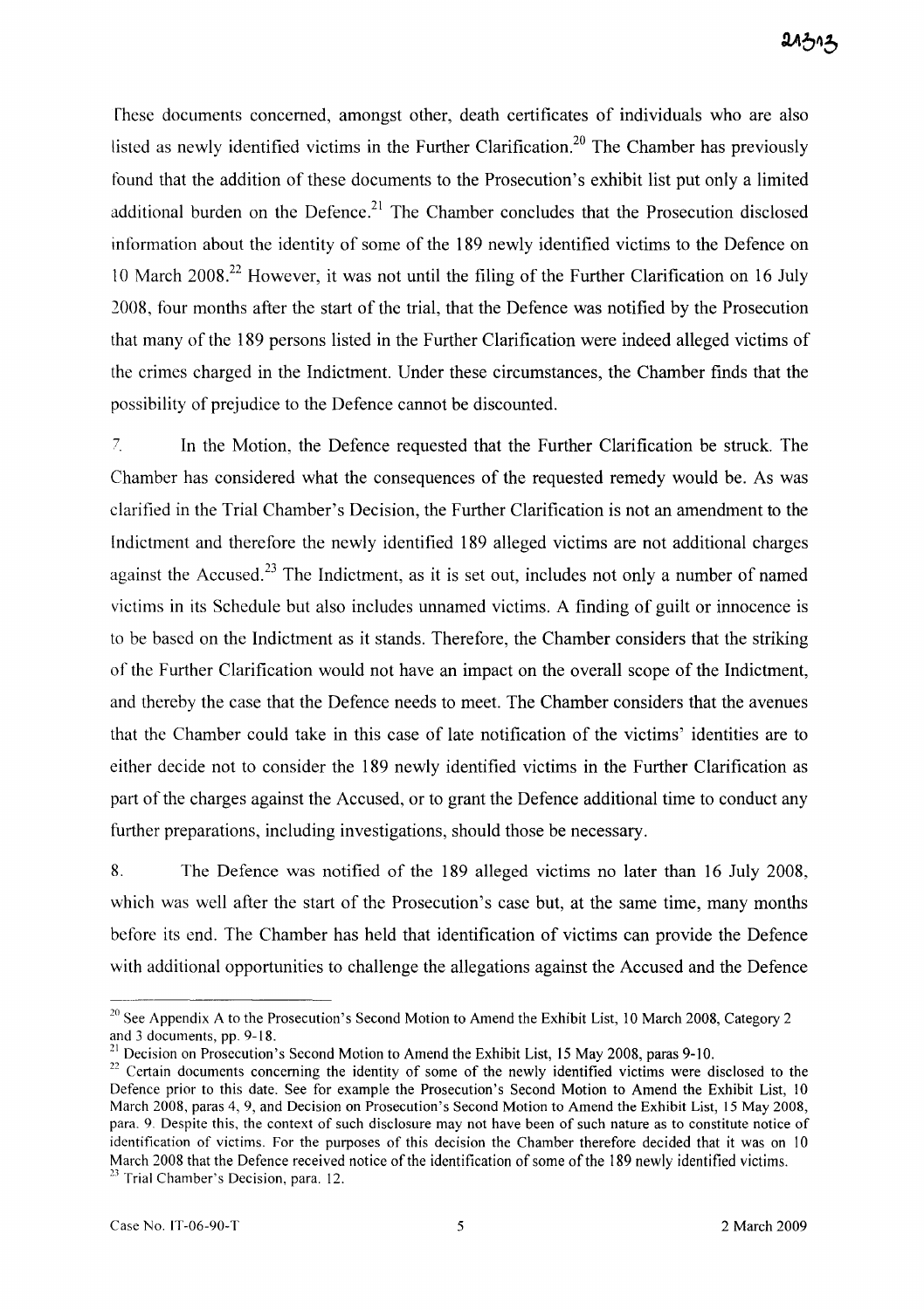These documents concerned, amongst other, death certificates of individuals who are also listed as newly identified victims in the Further Clarification.[20] The Chamber has previously found that the addition of these documents to the Prosecution's exhibit list put only a limited additional burden on the Defence.[21] The Chamber concludes that the Prosecution disclosed information about the identity of some of the 189 newly identified victims to the Defence on 10 March 2008.[22] However, it was not until the filing of the Further Clarification on 16 July 2008, four months after the start of the trial, that the Defence was notified by the Prosecution that many of the 189 persons listed in the Further Clarification were indeed alleged victims of the crimes charged in the Indictment. Under these circumstances, the Chamber finds that the possibility of prejudice to the Defence cannot be discounted.

7. In the Motion, the Defence requested that the Further Clarification be struck. The Chamber has considered what the consequences of the requested remedy would be. As was clarified in the Trial Chamber's Decision, the Further Clarification is not an amendment to the Indictment and therefore the newly identified 189 alleged victims are not additional charges against the Accused.[23] The Indictment, as it is set out, includes not only a number of named victims in its Schedule but also includes unnamed victims. A finding of guilt or innocence is to be based on the Indictment as it stands. Therefore, the Chamber considers that the striking of the Further Clarification would not have an impact on the overall scope of the Indictment, and thereby the case that the Defence needs to meet. The Chamber considers that the avenues that the Chamber could take in this case of late notification of the victims' identities are to either decide not to consider the 189 newly identified victims in the Further Clarification as part of the charges against the Accused, or to grant the Defence additional time to conduct any further preparations, including investigations, should those be necessary.

8. The Defence was notified of the 189 alleged victims no later than 16 July 2008, which was well after the start of the Prosecution's case but, at the same time, many months before its end. The Chamber has held that identification of victims can provide the Defence with additional opportunities to challenge the allegations against the Accused and the Defence

---

[20] See Appendix A to the Prosecution's Second Motion to Amend the Exhibit List, 10 March 2008, Category 2 and 3 documents, pp. 9-18.

[21] Decision on Prosecution's Second Motion to Amend the Exhibit List, 15 May 2008, paras 9-10.

[22] Certain documents concerning the identity of some of the newly identified victims were disclosed to the Defence prior to this date. See for example the Prosecution's Second Motion to Amend the Exhibit List, 10 March 2008, paras 4, 9, and Decision on Prosecution's Second Motion to Amend the Exhibit List, 15 May 2008, para. 9. Despite this, the context of such disclosure may not have been of such nature as to constitute notice of identification of victims. For the purposes of this decision the Chamber therefore decided that it was on 10 March 2008 that the Defence received notice of the identification of some of the 189 newly identified victims.

[23] Trial Chamber's Decision, para. 12.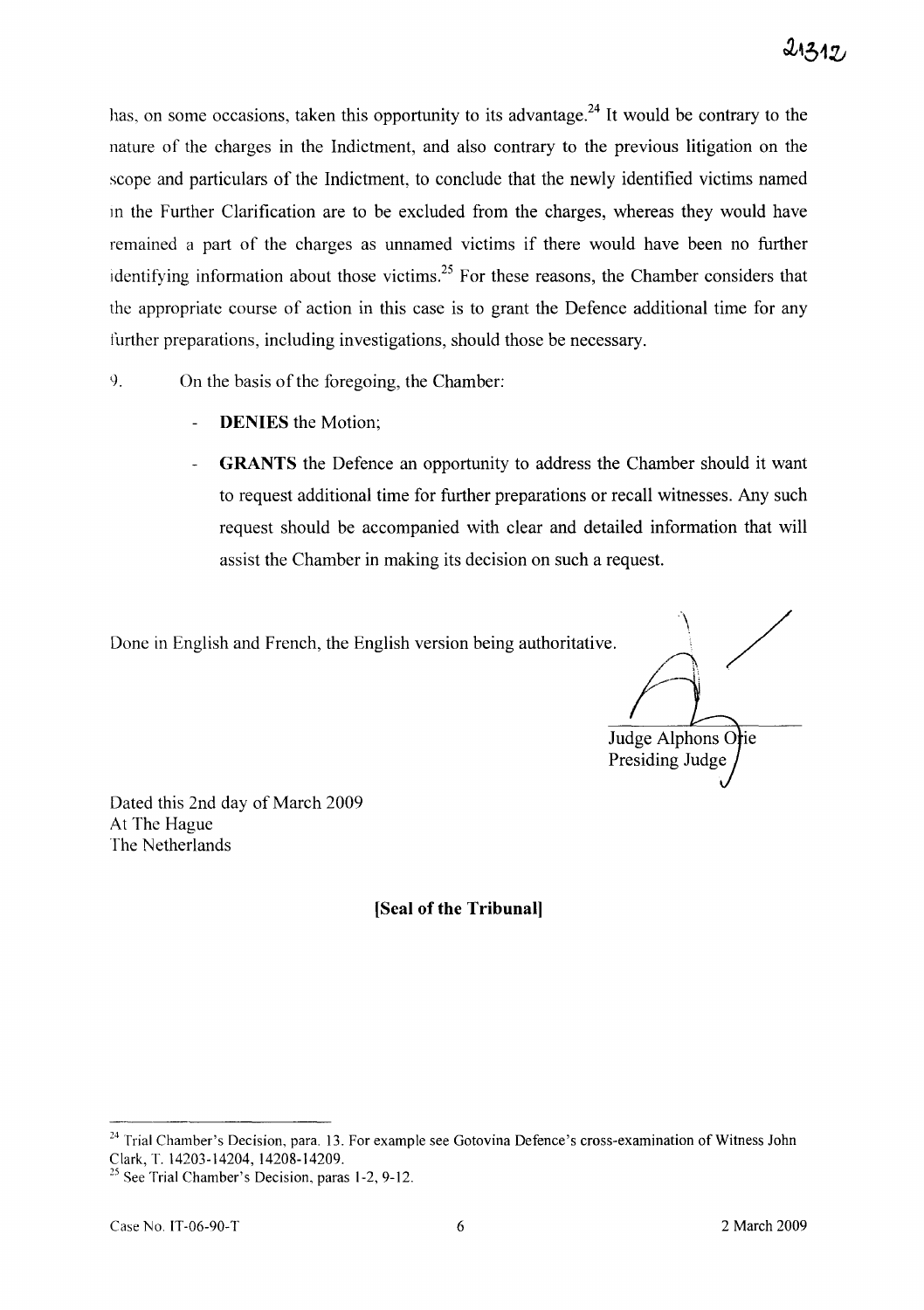has, on some occasions, taken this opportunity to its advantage.[24] It would be contrary to the nature of the charges in the Indictment, and also contrary to the previous litigation on the scope and particulars of the Indictment, to conclude that the newly identified victims named in the Further Clarification are to be excluded from the charges, whereas they would have remained a part of the charges as unnamed victims if there would have been no further identifying information about those victims.[25] For these reasons, the Chamber considers that the appropriate course of action in this case is to grant the Defence additional time for any further preparations, including investigations, should those be necessary.

9. On the basis of the foregoing, the Chamber:

- **DENIES** the Motion;
- **GRANTS** the Defence an opportunity to address the Chamber should it want to request additional time for further preparations or recall witnesses. Any such request should be accompanied with clear and detailed information that will assist the Chamber in making its decision on such a request.

Done in English and French, the English version being authoritative.

Judge Alphons Orie
Presiding Judge

Dated this 2nd day of March 2009
At The Hague
The Netherlands

**[Seal of the Tribunal]**

---

[24] Trial Chamber's Decision, para. 13. For example see Gotovina Defence's cross-examination of Witness John Clark, T. 14203-14204, 14208-14209.

[25] See Trial Chamber's Decision, paras 1-2, 9-12.